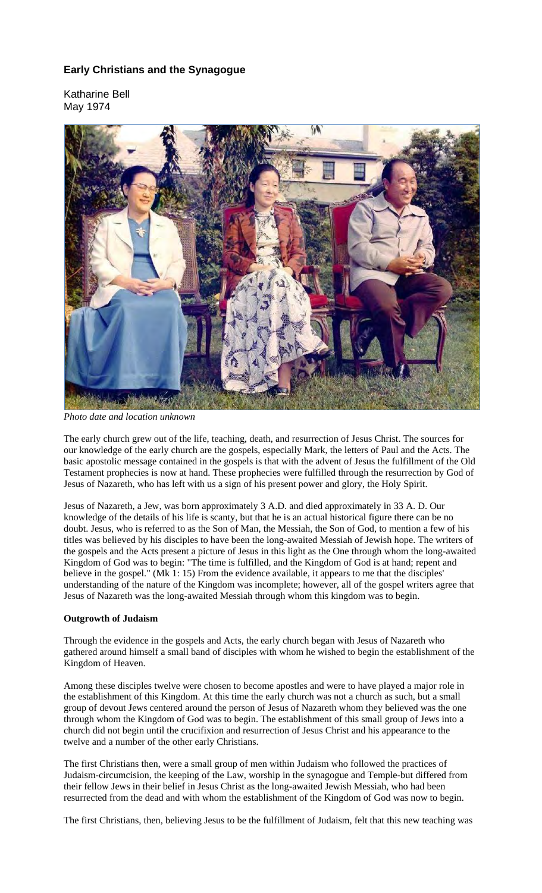# Early Christians and the Synagogue

Katharine Bell
May 1974

*Photo date and location unknown*

The early church grew out of the life, teaching, death, and resurrection of Jesus Christ. The sources for our knowledge of the early church are the gospels, especially Mark, the letters of Paul and the Acts. The basic apostolic message contained in the gospels is that with the advent of Jesus the fulfillment of the Old Testament prophecies is now at hand. These prophecies were fulfilled through the resurrection by God of Jesus of Nazareth, who has left with us a sign of his present power and glory, the Holy Spirit.

Jesus of Nazareth, a Jew, was born approximately 3 A.D. and died approximately in 33 A. D. Our knowledge of the details of his life is scanty, but that he is an actual historical figure there can be no doubt. Jesus, who is referred to as the Son of Man, the Messiah, the Son of God, to mention a few of his titles was believed by his disciples to have been the long-awaited Messiah of Jewish hope. The writers of the gospels and the Acts present a picture of Jesus in this light as the One through whom the long-awaited Kingdom of God was to begin: "The time is fulfilled, and the Kingdom of God is at hand; repent and believe in the gospel." (Mk 1: 15) From the evidence available, it appears to me that the disciples' understanding of the nature of the Kingdom was incomplete; however, all of the gospel writers agree that Jesus of Nazareth was the long-awaited Messiah through whom this kingdom was to begin.

**Outgrowth of Judaism**

Through the evidence in the gospels and Acts, the early church began with Jesus of Nazareth who gathered around himself a small band of disciples with whom he wished to begin the establishment of the Kingdom of Heaven.

Among these disciples twelve were chosen to become apostles and were to have played a major role in the establishment of this Kingdom. At this time the early church was not a church as such, but a small group of devout Jews centered around the person of Jesus of Nazareth whom they believed was the one through whom the Kingdom of God was to begin. The establishment of this small group of Jews into a church did not begin until the crucifixion and resurrection of Jesus Christ and his appearance to the twelve and a number of the other early Christians.

The first Christians then, were a small group of men within Judaism who followed the practices of Judaism-circumcision, the keeping of the Law, worship in the synagogue and Temple-but differed from their fellow Jews in their belief in Jesus Christ as the long-awaited Jewish Messiah, who had been resurrected from the dead and with whom the establishment of the Kingdom of God was now to begin.

The first Christians, then, believing Jesus to be the fulfillment of Judaism, felt that this new teaching was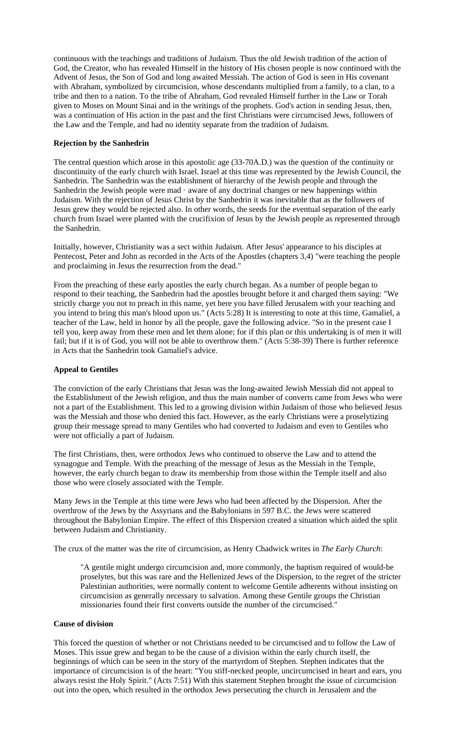continuous with the teachings and traditions of Judaism. Thus the old Jewish tradition of the action of God, the Creator, who has revealed Himself in the history of His chosen people is now continued with the Advent of Jesus, the Son of God and long awaited Messiah. The action of God is seen in His covenant with Abraham, symbolized by circumcision, whose descendants multiplied from a family, to a clan, to a tribe and then to a nation. To the tribe of Abraham, God revealed Himself further in the Law or Torah given to Moses on Mount Sinai and in the writings of the prophets. God's action in sending Jesus, then, was a continuation of His action in the past and the first Christians were circumcised Jews, followers of the Law and the Temple, and had no identity separate from the tradition of Judaism.

**Rejection by the Sanhedrin**

The central question which arose in this apostolic age (33-70A.D.) was the question of the continuity or discontinuity of the early church with Israel. Israel at this time was represented by the Jewish Council, the Sanhedrin. The Sanhedrin was the establishment of hierarchy of the Jewish people and through the Sanhedrin the Jewish people were mad · aware of any doctrinal changes or new happenings within Judaism. With the rejection of Jesus Christ by the Sanhedrin it was inevitable that as the followers of Jesus grew they would be rejected also. In other words, the seeds for the eventual separation of the early church from Israel were planted with the crucifixion of Jesus by the Jewish people as represented through the Sanhedrin.

Initially, however, Christianity was a sect within Judaism. After Jesus' appearance to his disciples at Pentecost, Peter and John as recorded in the Acts of the Apostles (chapters 3,4) "were teaching the people and proclaiming in Jesus the resurrection from the dead."

From the preaching of these early apostles the early church began. As a number of people began to respond to their teaching, the Sanhedrin had the apostles brought before it and charged them saying: "We strictly charge you not to preach in this name, yet here you have filled Jerusalem with your teaching and you intend to bring this man's blood upon us." (Acts 5:28) It is interesting to note at this time, Gamaliel, a teacher of the Law, held in honor by all the people, gave the following advice. "So in the present case I tell you, keep away from these men and let them alone; for if this plan or this undertaking is of men it will fail; but if it is of God, you will not be able to overthrow them." (Acts 5:38-39) There is further reference in Acts that the Sanhedrin took Gamaliel's advice.

**Appeal to Gentiles**

The conviction of the early Christians that Jesus was the long-awaited Jewish Messiah did not appeal to the Establishment of the Jewish religion, and thus the main number of converts came from Jews who were not a part of the Establishment. This led to a growing division within Judaism of those who believed Jesus was the Messiah and those who denied this fact. However, as the early Christians were a proselytizing group their message spread to many Gentiles who had converted to Judaism and even to Gentiles who were not officially a part of Judaism.

The first Christians, then, were orthodox Jews who continued to observe the Law and to attend the synagogue and Temple. With the preaching of the message of Jesus as the Messiah in the Temple, however, the early church began to draw its membership from those within the Temple itself and also those who were closely associated with the Temple.

Many Jews in the Temple at this time were Jews who had been affected by the Dispersion. After the overthrow of the Jews by the Assyrians and the Babylonians in 597 B.C. the Jews were scattered throughout the Babylonian Empire. The effect of this Dispersion created a situation which aided the split between Judaism and Christianity.

The crux of the matter was the rite of circumcision, as Henry Chadwick writes in *The Early Church*:

> "A gentile might undergo circumcision and, more commonly, the baptism required of would-be proselytes, but this was rare and the Hellenized Jews of the Dispersion, to the regret of the stricter Palestinian authorities, were normally content to welcome Gentile adherents without insisting on circumcision as generally necessary to salvation. Among these Gentile groups the Christian missionaries found their first converts outside the number of the circumcised."

**Cause of division**

This forced the question of whether or not Christians needed to be circumcised and to follow the Law of Moses. This issue grew and began to be the cause of a division within the early church itself, the beginnings of which can be seen in the story of the martyrdom of Stephen. Stephen indicates that the importance of circumcision is of the heart: "You stiff-necked people, uncircumcised in heart and ears, you always resist the Holy Spirit." (Acts 7:51) With this statement Stephen brought the issue of circumcision out into the open, which resulted in the orthodox Jews persecuting the church in Jerusalem and the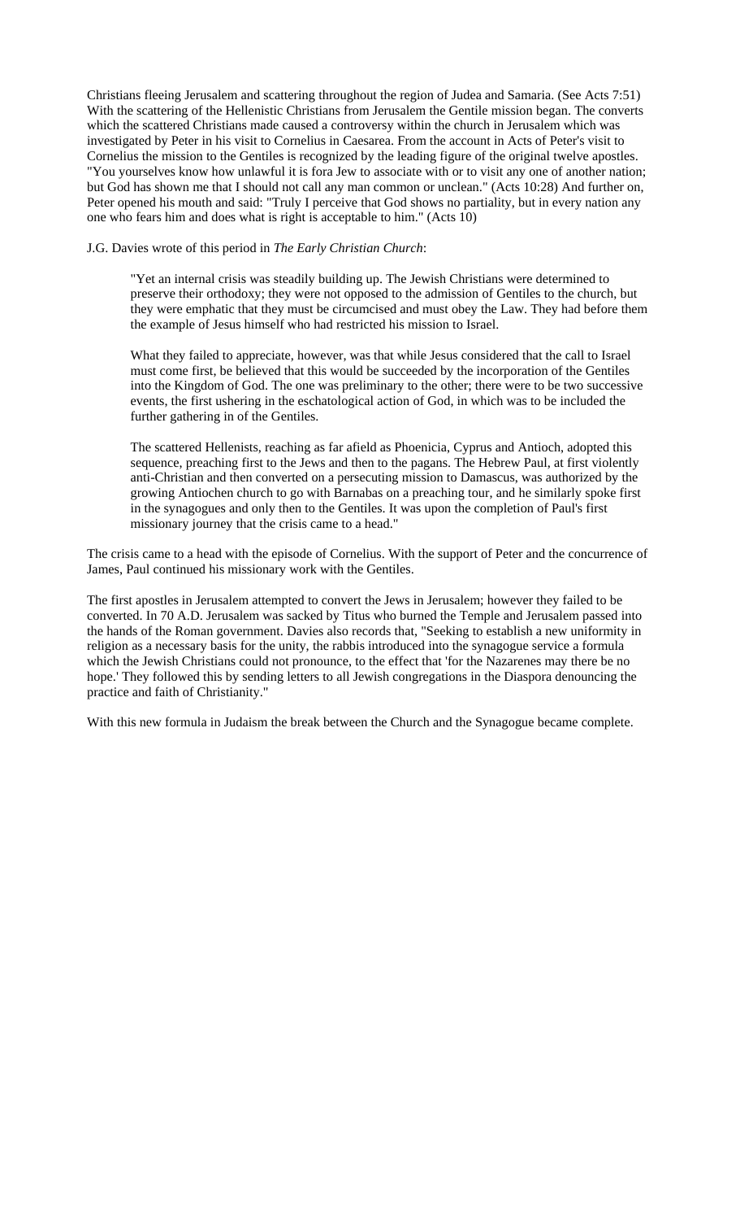Christians fleeing Jerusalem and scattering throughout the region of Judea and Samaria. (See Acts 7:51) With the scattering of the Hellenistic Christians from Jerusalem the Gentile mission began. The converts which the scattered Christians made caused a controversy within the church in Jerusalem which was investigated by Peter in his visit to Cornelius in Caesarea. From the account in Acts of Peter's visit to Cornelius the mission to the Gentiles is recognized by the leading figure of the original twelve apostles. "You yourselves know how unlawful it is fora Jew to associate with or to visit any one of another nation; but God has shown me that I should not call any man common or unclean." (Acts 10:28) And further on, Peter opened his mouth and said: "Truly I perceive that God shows no partiality, but in every nation any one who fears him and does what is right is acceptable to him." (Acts 10)

J.G. Davies wrote of this period in *The Early Christian Church*:

> "Yet an internal crisis was steadily building up. The Jewish Christians were determined to preserve their orthodoxy; they were not opposed to the admission of Gentiles to the church, but they were emphatic that they must be circumcised and must obey the Law. They had before them the example of Jesus himself who had restricted his mission to Israel.
>
> What they failed to appreciate, however, was that while Jesus considered that the call to Israel must come first, be believed that this would be succeeded by the incorporation of the Gentiles into the Kingdom of God. The one was preliminary to the other; there were to be two successive events, the first ushering in the eschatological action of God, in which was to be included the further gathering in of the Gentiles.
>
> The scattered Hellenists, reaching as far afield as Phoenicia, Cyprus and Antioch, adopted this sequence, preaching first to the Jews and then to the pagans. The Hebrew Paul, at first violently anti-Christian and then converted on a persecuting mission to Damascus, was authorized by the growing Antiochen church to go with Barnabas on a preaching tour, and he similarly spoke first in the synagogues and only then to the Gentiles. It was upon the completion of Paul's first missionary journey that the crisis came to a head."

The crisis came to a head with the episode of Cornelius. With the support of Peter and the concurrence of James, Paul continued his missionary work with the Gentiles.

The first apostles in Jerusalem attempted to convert the Jews in Jerusalem; however they failed to be converted. In 70 A.D. Jerusalem was sacked by Titus who burned the Temple and Jerusalem passed into the hands of the Roman government. Davies also records that, "Seeking to establish a new uniformity in religion as a necessary basis for the unity, the rabbis introduced into the synagogue service a formula which the Jewish Christians could not pronounce, to the effect that 'for the Nazarenes may there be no hope.' They followed this by sending letters to all Jewish congregations in the Diaspora denouncing the practice and faith of Christianity."

With this new formula in Judaism the break between the Church and the Synagogue became complete.